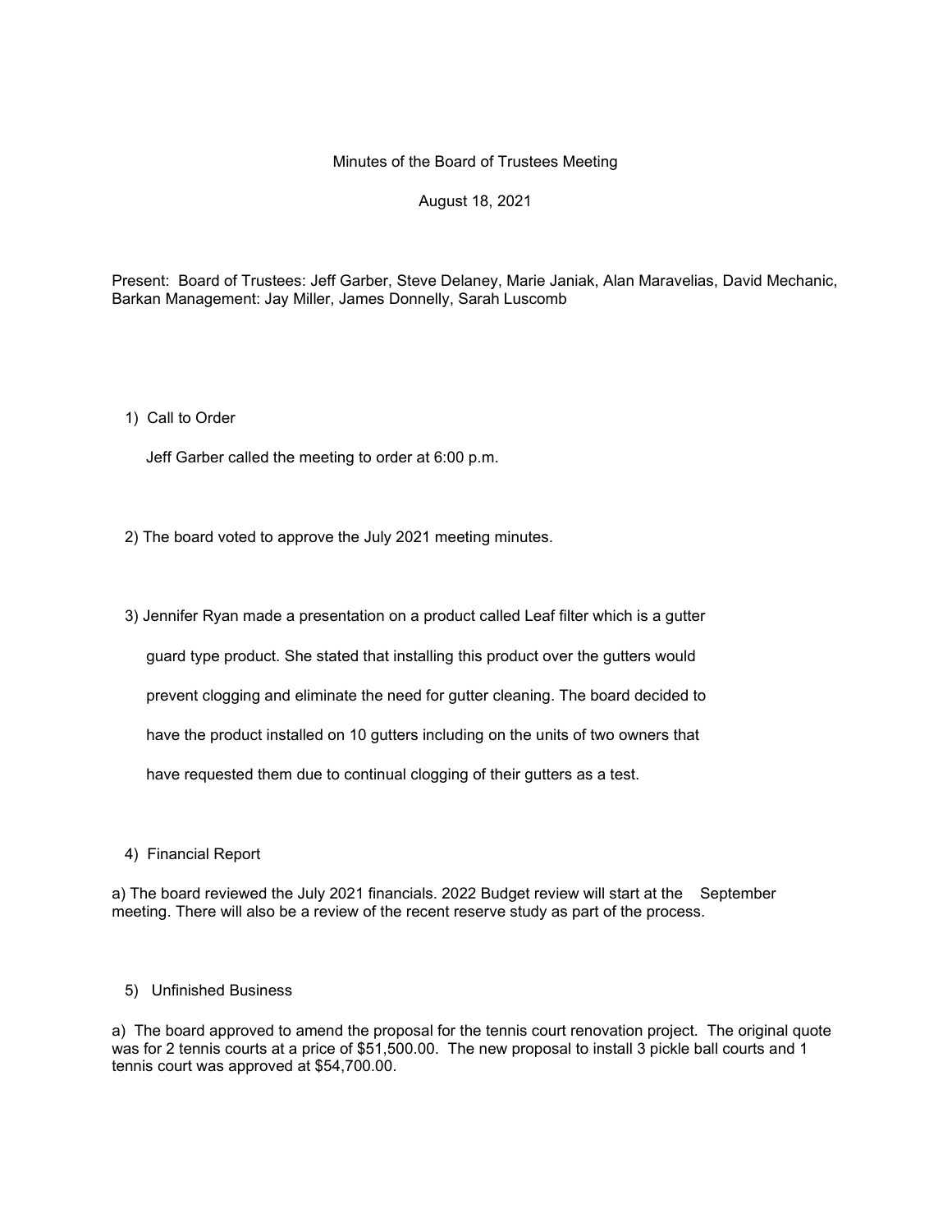# Minutes of the Board of Trustees Meeting

August 18, 2021

Present: Board of Trustees: Jeff Garber, Steve Delaney, Marie Janiak, Alan Maravelias, David Mechanic, Barkan Management: Jay Miller, James Donnelly, Sarah Luscomb

1) Call to Order

Jeff Garber called the meeting to order at 6:00 p.m.

2) The board voted to approve the July 2021 meeting minutes.

3) Jennifer Ryan made a presentation on a product called Leaf filter which is a gutter guard type product. She stated that installing this product over the gutters would prevent clogging and eliminate the need for gutter cleaning. The board decided to have the product installed on 10 gutters including on the units of two owners that have requested them due to continual clogging of their gutters as a test.

4) Financial Report

a) The board reviewed the July 2021 financials. 2022 Budget review will start at the September meeting. There will also be a review of the recent reserve study as part of the process.

5) Unfinished Business

a) The board approved to amend the proposal for the tennis court renovation project. The original quote was for 2 tennis courts at a price of $51,500.00. The new proposal to install 3 pickle ball courts and 1 tennis court was approved at $54,700.00.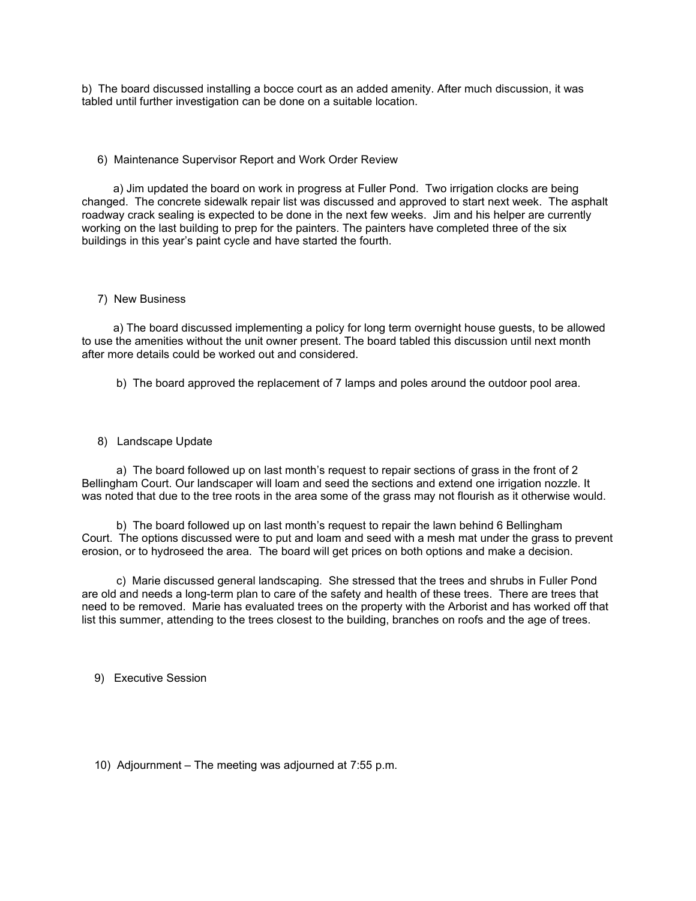b) The board discussed installing a bocce court as an added amenity. After much discussion, it was tabled until further investigation can be done on a suitable location.

6) Maintenance Supervisor Report and Work Order Review

a) Jim updated the board on work in progress at Fuller Pond. Two irrigation clocks are being changed. The concrete sidewalk repair list was discussed and approved to start next week. The asphalt roadway crack sealing is expected to be done in the next few weeks. Jim and his helper are currently working on the last building to prep for the painters. The painters have completed three of the six buildings in this year's paint cycle and have started the fourth.

7) New Business

a) The board discussed implementing a policy for long term overnight house guests, to be allowed to use the amenities without the unit owner present. The board tabled this discussion until next month after more details could be worked out and considered.

b) The board approved the replacement of 7 lamps and poles around the outdoor pool area.

8) Landscape Update

a) The board followed up on last month's request to repair sections of grass in the front of 2 Bellingham Court. Our landscaper will loam and seed the sections and extend one irrigation nozzle. It was noted that due to the tree roots in the area some of the grass may not flourish as it otherwise would.

b) The board followed up on last month's request to repair the lawn behind 6 Bellingham Court. The options discussed were to put and loam and seed with a mesh mat under the grass to prevent erosion, or to hydroseed the area. The board will get prices on both options and make a decision.

c) Marie discussed general landscaping. She stressed that the trees and shrubs in Fuller Pond are old and needs a long-term plan to care of the safety and health of these trees. There are trees that need to be removed. Marie has evaluated trees on the property with the Arborist and has worked off that list this summer, attending to the trees closest to the building, branches on roofs and the age of trees.

9) Executive Session

10) Adjournment – The meeting was adjourned at 7:55 p.m.